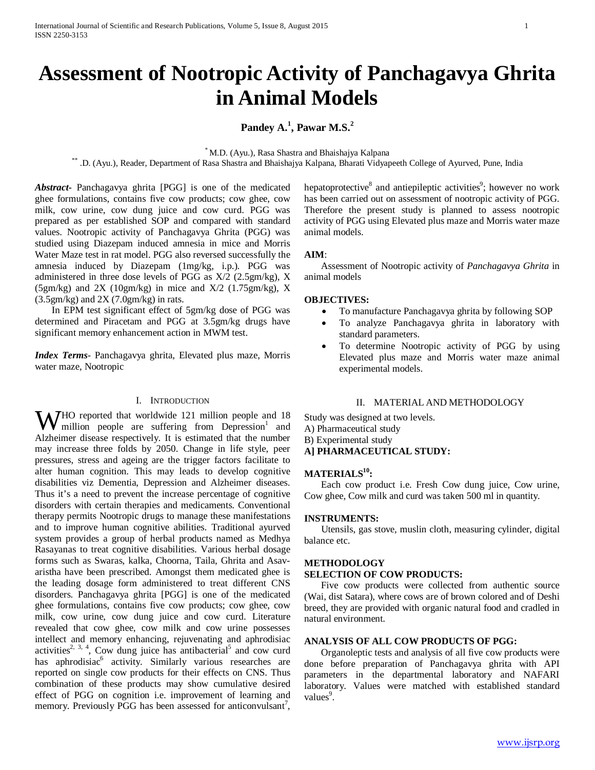# Assessment of Nootropic Activity of Panchagavya Ghrita in Animal Models

**Pandey A.[1], Pawar M.S.[2]**

[*] M.D. (Ayu.), Rasa Shastra and Bhaishajya Kalpana

[**] .D. (Ayu.), Reader, Department of Rasa Shastra and Bhaishajya Kalpana, Bharati Vidyapeeth College of Ayurved, Pune, India

***Abstract***- Panchagavya ghrita [PGG] is one of the medicated ghee formulations, contains five cow products; cow ghee, cow milk, cow urine, cow dung juice and cow curd. PGG was prepared as per established SOP and compared with standard values. Nootropic activity of Panchagavya Ghrita (PGG) was studied using Diazepam induced amnesia in mice and Morris Water Maze test in rat model. PGG also reversed successfully the amnesia induced by Diazepam (1mg/kg, i.p.). PGG was administered in three dose levels of PGG as X/2 (2.5gm/kg), X (5gm/kg) and 2X (10gm/kg) in mice and X/2 (1.75gm/kg), X (3.5gm/kg) and 2X (7.0gm/kg) in rats.

In EPM test significant effect of 5gm/kg dose of PGG was determined and Piracetam and PGG at 3.5gm/kg drugs have significant memory enhancement action in MWM test.

***Index Terms***- Panchagavya ghrita, Elevated plus maze, Morris water maze, Nootropic

## I. Introduction

WHO reported that worldwide 121 million people and 18 million people are suffering from Depression[1] and Alzheimer disease respectively. It is estimated that the number may increase three folds by 2050. Change in life style, peer pressures, stress and ageing are the trigger factors facilitate to alter human cognition. This may leads to develop cognitive disabilities viz Dementia, Depression and Alzheimer diseases. Thus it's a need to prevent the increase percentage of cognitive disorders with certain therapies and medicaments. Conventional therapy permits Nootropic drugs to manage these manifestations and to improve human cognitive abilities. Traditional ayurved system provides a group of herbal products named as Medhya Rasayanas to treat cognitive disabilities. Various herbal dosage forms such as Swaras, kalka, Choorna, Taila, Ghrita and Asav-aristha have been prescribed. Amongst them medicated ghee is the leading dosage form administered to treat different CNS disorders. Panchagavya ghrita [PGG] is one of the medicated ghee formulations, contains five cow products; cow ghee, cow milk, cow urine, cow dung juice and cow curd. Literature revealed that cow ghee, cow milk and cow urine possesses intellect and memory enhancing, rejuvenating and aphrodisiac activities[2, 3, 4], Cow dung juice has antibacterial[5] and cow curd has aphrodisiac[6] activity. Similarly various researches are reported on single cow products for their effects on CNS. Thus combination of these products may show cumulative desired effect of PGG on cognition i.e. improvement of learning and memory. Previously PGG has been assessed for anticonvulsant[7], hepatoprotective[8] and antiepileptic activities[9]; however no work has been carried out on assessment of nootropic activity of PGG. Therefore the present study is planned to assess nootropic activity of PGG using Elevated plus maze and Morris water maze animal models.

**AIM**:

Assessment of Nootropic activity of *Panchagavya Ghrita* in animal models

**OBJECTIVES:**

- To manufacture Panchagavya ghrita by following SOP
- To analyze Panchagavya ghrita in laboratory with standard parameters.
- To determine Nootropic activity of PGG by using Elevated plus maze and Morris water maze animal experimental models.

## II. Material and Methodology

Study was designed at two levels.

A) Pharmaceutical study

B) Experimental study

**A] PHARMACEUTICAL STUDY:**

**MATERIALS[10]:**

Each cow product i.e. Fresh Cow dung juice, Cow urine, Cow ghee, Cow milk and curd was taken 500 ml in quantity.

**INSTRUMENTS:**

Utensils, gas stove, muslin cloth, measuring cylinder, digital balance etc.

**METHODOLOGY**

**SELECTION OF COW PRODUCTS:**

Five cow products were collected from authentic source (Wai, dist Satara), where cows are of brown colored and of Deshi breed, they are provided with organic natural food and cradled in natural environment.

**ANALYSIS OF ALL COW PRODUCTS OF PGG:**

Organoleptic tests and analysis of all five cow products were done before preparation of Panchagavya ghrita with API parameters in the departmental laboratory and NAFARI laboratory. Values were matched with established standard values[9].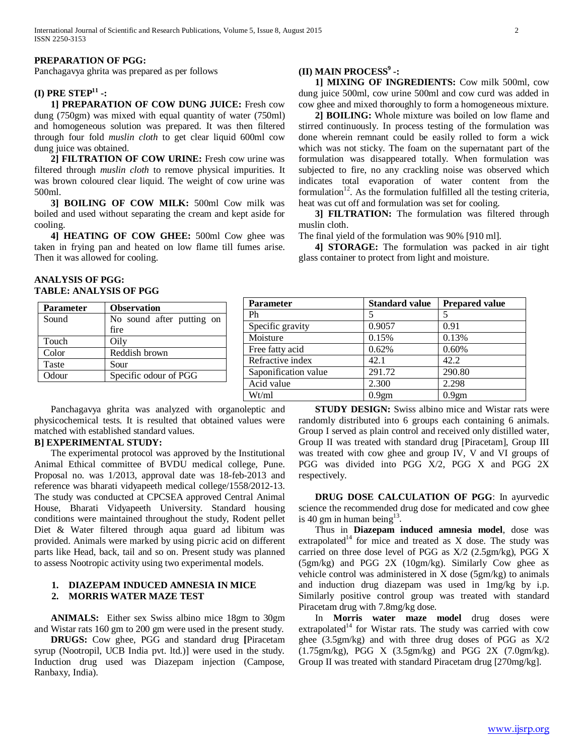**PREPARATION OF PGG:**

Panchagavya ghrita was prepared as per follows

**(I) PRE STEP[11] -:**

**1] PREPARATION OF COW DUNG JUICE:** Fresh cow dung (750gm) was mixed with equal quantity of water (750ml) and homogeneous solution was prepared. It was then filtered through four fold *muslin cloth* to get clear liquid 600ml cow dung juice was obtained.

**2] FILTRATION OF COW URINE:** Fresh cow urine was filtered through *muslin cloth* to remove physical impurities. It was brown coloured clear liquid. The weight of cow urine was 500ml.

**3] BOILING OF COW MILK:** 500ml Cow milk was boiled and used without separating the cream and kept aside for cooling.

**4] HEATING OF COW GHEE:** 500ml Cow ghee was taken in frying pan and heated on low flame till fumes arise. Then it was allowed for cooling.

**(II) MAIN PROCESS[9] -:**

**1] MIXING OF INGREDIENTS:** Cow milk 500ml, cow dung juice 500ml, cow urine 500ml and cow curd was added in cow ghee and mixed thoroughly to form a homogeneous mixture.

**2] BOILING:** Whole mixture was boiled on low flame and stirred continuously. In process testing of the formulation was done wherein remnant could be easily rolled to form a wick which was not sticky. The foam on the supernatant part of the formulation was disappeared totally. When formulation was subjected to fire, no any crackling noise was observed which indicates total evaporation of water content from the formulation[12]. As the formulation fulfilled all the testing criteria, heat was cut off and formulation was set for cooling.

**3] FILTRATION:** The formulation was filtered through muslin cloth.

The final yield of the formulation was 90% [910 ml].

**4] STORAGE:** The formulation was packed in air tight glass container to protect from light and moisture.

**ANALYSIS OF PGG:**

**TABLE: ANALYSIS OF PGG**

| Parameter | Observation |
|---|---|
| Sound | No sound after putting on fire |
| Touch | Oily |
| Color | Reddish brown |
| Taste | Sour |
| Odour | Specific odour of PGG |

| Parameter | Standard value | Prepared value |
|---|---|---|
| Ph | 5 | 5 |
| Specific gravity | 0.9057 | 0.91 |
| Moisture | 0.15% | 0.13% |
| Free fatty acid | 0.62% | 0.60% |
| Refractive index | 42.1 | 42.2 |
| Saponification value | 291.72 | 290.80 |
| Acid value | 2.300 | 2.298 |
| Wt/ml | 0.9gm | 0.9gm |

Panchagavya ghrita was analyzed with organoleptic and physicochemical tests. It is resulted that obtained values were matched with established standard values.

**B] EXPERIMENTAL STUDY:**

The experimental protocol was approved by the Institutional Animal Ethical committee of BVDU medical college, Pune. Proposal no. was 1/2013, approval date was 18-feb-2013 and reference was bharati vidyapeeth medical college/1558/2012-13. The study was conducted at CPCSEA approved Central Animal House, Bharati Vidyapeeth University. Standard housing conditions were maintained throughout the study, Rodent pellet Diet & Water filtered through aqua guard ad libitum was provided. Animals were marked by using picric acid on different parts like Head, back, tail and so on. Present study was planned to assess Nootropic activity using two experimental models.

1. **DIAZEPAM INDUCED AMNESIA IN MICE**
2. **MORRIS WATER MAZE TEST**

**ANIMALS:** Either sex Swiss albino mice 18gm to 30gm and Wistar rats 160 gm to 200 gm were used in the present study.

**DRUGS:** Cow ghee, PGG and standard drug **[**Piracetam syrup (Nootropil, UCB India pvt. ltd.)] were used in the study. Induction drug used was Diazepam injection (Campose, Ranbaxy, India).

**STUDY DESIGN:** Swiss albino mice and Wistar rats were randomly distributed into 6 groups each containing 6 animals. Group I served as plain control and received only distilled water, Group II was treated with standard drug [Piracetam], Group III was treated with cow ghee and group IV, V and VI groups of PGG was divided into PGG X/2, PGG X and PGG 2X respectively.

**DRUG DOSE CALCULATION OF PGG**: In ayurvedic science the recommended drug dose for medicated and cow ghee is 40 gm in human being[13].

Thus in **Diazepam induced amnesia model**, dose was extrapolated[14] for mice and treated as X dose. The study was carried on three dose level of PGG as X/2 (2.5gm/kg), PGG X (5gm/kg) and PGG 2X (10gm/kg). Similarly Cow ghee as vehicle control was administered in X dose (5gm/kg) to animals and induction drug diazepam was used in 1mg/kg by i.p. Similarly positive control group was treated with standard Piracetam drug with 7.8mg/kg dose.

In **Morris water maze model** drug doses were extrapolated[14] for Wistar rats. The study was carried with cow ghee (3.5gm/kg) and with three drug doses of PGG as X/2 (1.75gm/kg), PGG X (3.5gm/kg) and PGG 2X (7.0gm/kg). Group II was treated with standard Piracetam drug [270mg/kg].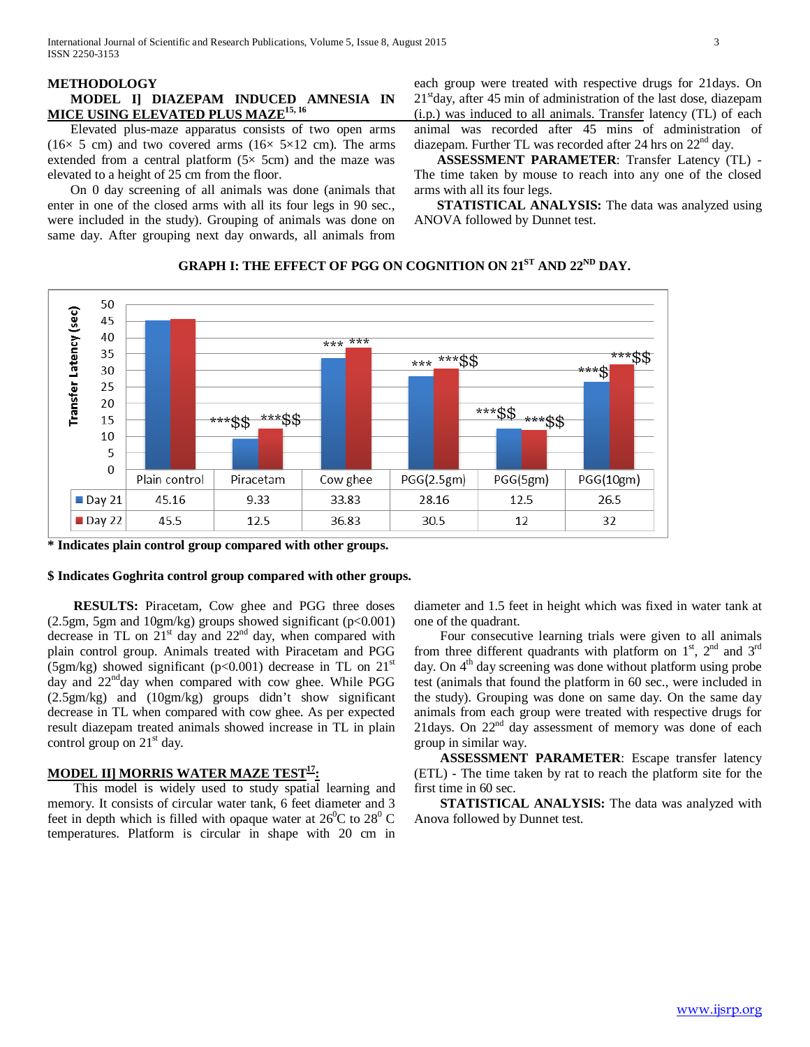## METHODOLOGY

### MODEL I] DIAZEPAM INDUCED AMNESIA IN MICE USING ELEVATED PLUS MAZE[15, 16]

Elevated plus-maze apparatus consists of two open arms (16× 5 cm) and two covered arms (16× 5×12 cm). The arms extended from a central platform (5× 5cm) and the maze was elevated to a height of 25 cm from the floor.

On 0 day screening of all animals was done (animals that enter in one of the closed arms with all its four legs in 90 sec., were included in the study). Grouping of animals was done on same day. After grouping next day onwards, all animals from each group were treated with respective drugs for 21days. On 21st day, after 45 min of administration of the last dose, diazepam (i.p.) was induced to all animals. Transfer latency (TL) of each animal was recorded after 45 mins of administration of diazepam. Further TL was recorded after 24 hrs on 22nd day.

**ASSESSMENT PARAMETER**: Transfer Latency (TL) - The time taken by mouse to reach into any one of the closed arms with all its four legs.

**STATISTICAL ANALYSIS:** The data was analyzed using ANOVA followed by Dunnet test.

**GRAPH I: THE EFFECT OF PGG ON COGNITION ON 21ST AND 22ND DAY.**

Transfer Latency (sec)

| | Plain control | Piracetam | Cow ghee | PGG(2.5gm) | PGG(5gm) | PGG(10gm) |
|---|---|---|---|---|---|---|
| Day 21 | 45.16 | 9.33 | 33.83 | 28.16 | 12.5 | 26.5 |
| Day 22 | 45.5 | 12.5 | 36.83 | 30.5 | 12 | 32 |
| Significance (Day 21 / Day 22) | | ***$$ / ***$$ | *** / *** | *** / ***$$ | ***$$ / ***$$ | ***$ / ***$$ |

**\* Indicates plain control group compared with other groups.**

**$ Indicates Goghrita control group compared with other groups.**

**RESULTS:** Piracetam, Cow ghee and PGG three doses (2.5gm, 5gm and 10gm/kg) groups showed significant ($p<0.001$) decrease in TL on 21st day and 22nd day, when compared with plain control group. Animals treated with Piracetam and PGG (5gm/kg) showed significant ($p<0.001$) decrease in TL on 21st day and 22nd day when compared with cow ghee. While PGG (2.5gm/kg) and (10gm/kg) groups didn't show significant decrease in TL when compared with cow ghee. As per expected result diazepam treated animals showed increase in TL in plain control group on 21st day.

### MODEL II] MORRIS WATER MAZE TEST[17]:

This model is widely used to study spatial learning and memory. It consists of circular water tank, 6 feet diameter and 3 feet in depth which is filled with opaque water at 26$^0$C to 28$^0$ C temperatures. Platform is circular in shape with 20 cm in diameter and 1.5 feet in height which was fixed in water tank at one of the quadrant.

Four consecutive learning trials were given to all animals from three different quadrants with platform on 1st, 2nd and 3rd day. On 4th day screening was done without platform using probe test (animals that found the platform in 60 sec., were included in the study). Grouping was done on same day. On the same day animals from each group were treated with respective drugs for 21days. On 22nd day assessment of memory was done of each group in similar way.

**ASSESSMENT PARAMETER**: Escape transfer latency (ETL) - The time taken by rat to reach the platform site for the first time in 60 sec.

**STATISTICAL ANALYSIS:** The data was analyzed with Anova followed by Dunnet test.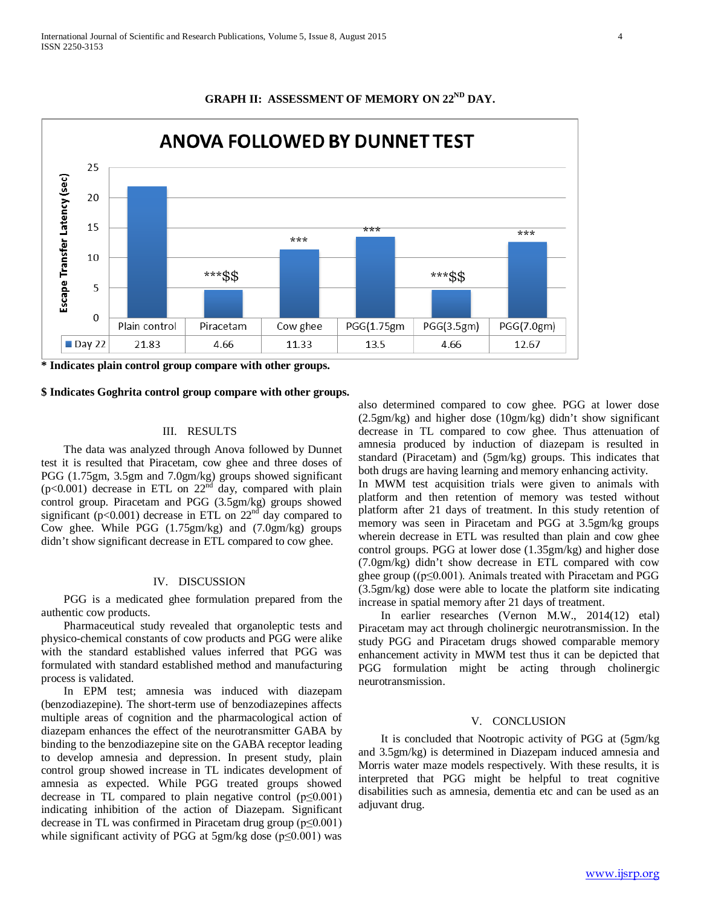**GRAPH II: ASSESSMENT OF MEMORY ON 22$^{ND}$ DAY.**

**ANOVA FOLLOWED BY DUNNET TEST**

| | Plain control | Piracetam | Cow ghee | PGG(1.75gm | PGG(3.5gm) | PGG(7.0gm) |
|---|---|---|---|---|---|---|
| Day 22 | 21.83 | 4.66 | 11.33 | 13.5 | 4.66 | 12.67 |
| Significance | | ***$$ | *** | *** | ***$$ | *** |

Y-axis: Escape Transfer Latency (sec)

**\* Indicates plain control group compare with other groups.**

**$ Indicates Goghrita control group compare with other groups.**

## III. RESULTS

The data was analyzed through Anova followed by Dunnet test it is resulted that Piracetam, cow ghee and three doses of PGG (1.75gm, 3.5gm and 7.0gm/kg) groups showed significant ($p<0.001$) decrease in ETL on 22$^{nd}$ day, compared with plain control group. Piracetam and PGG (3.5gm/kg) groups showed significant ($p<0.001$) decrease in ETL on 22$^{nd}$ day compared to Cow ghee. While PGG (1.75gm/kg) and (7.0gm/kg) groups didn't show significant decrease in ETL compared to cow ghee.

## IV. DISCUSSION

PGG is a medicated ghee formulation prepared from the authentic cow products.

Pharmaceutical study revealed that organoleptic tests and physico-chemical constants of cow products and PGG were alike with the standard established values inferred that PGG was formulated with standard established method and manufacturing process is validated.

In EPM test; amnesia was induced with diazepam (benzodiazepine). The short-term use of benzodiazepines affects multiple areas of cognition and the pharmacological action of diazepam enhances the effect of the neurotransmitter GABA by binding to the benzodiazepine site on the GABA receptor leading to develop amnesia and depression. In present study, plain control group showed increase in TL indicates development of amnesia as expected. While PGG treated groups showed decrease in TL compared to plain negative control ($p\leq0.001$) indicating inhibition of the action of Diazepam. Significant decrease in TL was confirmed in Piracetam drug group ($p\leq0.001$) while significant activity of PGG at 5gm/kg dose ($p\leq0.001$) was also determined compared to cow ghee. PGG at lower dose (2.5gm/kg) and higher dose (10gm/kg) didn't show significant decrease in TL compared to cow ghee. Thus attenuation of amnesia produced by induction of diazepam is resulted in standard (Piracetam) and (5gm/kg) groups. This indicates that both drugs are having learning and memory enhancing activity.

In MWM test acquisition trials were given to animals with platform and then retention of memory was tested without platform after 21 days of treatment. In this study retention of memory was seen in Piracetam and PGG at 3.5gm/kg groups wherein decrease in ETL was resulted than plain and cow ghee control groups. PGG at lower dose (1.35gm/kg) and higher dose (7.0gm/kg) didn't show decrease in ETL compared with cow ghee group (($p\leq0.001$). Animals treated with Piracetam and PGG (3.5gm/kg) dose were able to locate the platform site indicating increase in spatial memory after 21 days of treatment.

In earlier researches (Vernon M.W., 2014(12) etal) Piracetam may act through cholinergic neurotransmission. In the study PGG and Piracetam drugs showed comparable memory enhancement activity in MWM test thus it can be depicted that PGG formulation might be acting through cholinergic neurotransmission.

## V. CONCLUSION

It is concluded that Nootropic activity of PGG at (5gm/kg and 3.5gm/kg) is determined in Diazepam induced amnesia and Morris water maze models respectively. With these results, it is interpreted that PGG might be helpful to treat cognitive disabilities such as amnesia, dementia etc and can be used as an adjuvant drug.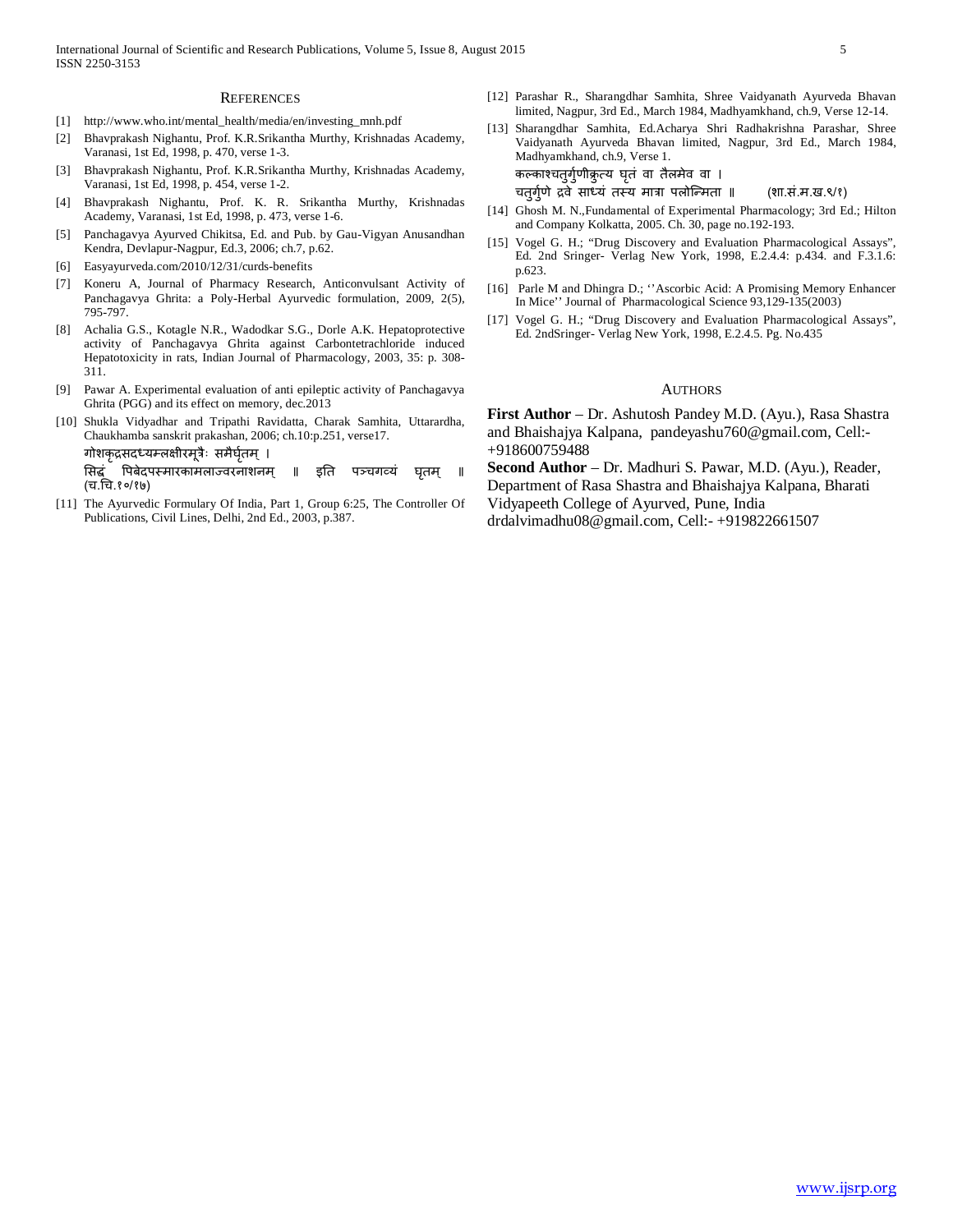## REFERENCES

[1] http://www.who.int/mental_health/media/en/investing_mnh.pdf

[2] Bhavprakash Nighantu, Prof. K.R.Srikantha Murthy, Krishnadas Academy, Varanasi, 1st Ed, 1998, p. 470, verse 1-3.

[3] Bhavprakash Nighantu, Prof. K.R.Srikantha Murthy, Krishnadas Academy, Varanasi, 1st Ed, 1998, p. 454, verse 1-2.

[4] Bhavprakash Nighantu, Prof. K. R. Srikantha Murthy, Krishnadas Academy, Varanasi, 1st Ed, 1998, p. 473, verse 1-6.

[5] Panchagavya Ayurved Chikitsa, Ed. and Pub. by Gau-Vigyan Anusandhan Kendra, Devlapur-Nagpur, Ed.3, 2006; ch.7, p.62.

[6] Easyayurveda.com/2010/12/31/curds-benefits

[7] Koneru A, Journal of Pharmacy Research, Anticonvulsant Activity of Panchagavya Ghrita: a Poly-Herbal Ayurvedic formulation, 2009, 2(5), 795-797.

[8] Achalia G.S., Kotagle N.R., Wadodkar S.G., Dorle A.K. Hepatoprotective activity of Panchagavya Ghrita against Carbontetrachloride induced Hepatotoxicity in rats, Indian Journal of Pharmacology, 2003, 35: p. 308-311.

[9] Pawar A. Experimental evaluation of anti epileptic activity of Panchagavya Ghrita (PGG) and its effect on memory, dec.2013

[10] Shukla Vidyadhar and Tripathi Ravidatta, Charak Samhita, Uttarardha, Chaukhamba sanskrit prakashan, 2006; ch.10:p.251, verse17.
गोशकृद्रसदध्यम्लक्षीरमूत्रैः समैर्घृतम् ।
सिद्धं पिबेदपस्मारकामलाज्वरनाशनम् ॥ इति पञ्चगव्यं घृतम् ॥ (च.चि.१०/१७)

[11] The Ayurvedic Formulary Of India, Part 1, Group 6:25, The Controller Of Publications, Civil Lines, Delhi, 2nd Ed., 2003, p.387.

[12] Parashar R., Sharangdhar Samhita, Shree Vaidyanath Ayurveda Bhavan limited, Nagpur, 3rd Ed., March 1984, Madhyamkhand, ch.9, Verse 12-14.

[13] Sharangdhar Samhita, Ed.Acharya Shri Radhakrishna Parashar, Shree Vaidyanath Ayurveda Bhavan limited, Nagpur, 3rd Ed., March 1984, Madhyamkhand, ch.9, Verse 1.
कल्काश्चतुर्गुणीकृत्य घृतं वा तैलमेव वा ।
चतुर्गुणे द्रवे साध्यं तस्य मात्रा पलोन्मिता ॥ (शा.सं.म.ख.९/१)

[14] Ghosh M. N.,Fundamental of Experimental Pharmacology; 3rd Ed.; Hilton and Company Kolkatta, 2005. Ch. 30, page no.192-193.

[15] Vogel G. H.; "Drug Discovery and Evaluation Pharmacological Assays", Ed. 2nd Sringer- Verlag New York, 1998, E.2.4.4: p.434. and F.3.1.6: p.623.

[16] Parle M and Dhingra D.; ''Ascorbic Acid: A Promising Memory Enhancer In Mice'' Journal of Pharmacological Science 93,129-135(2003)

[17] Vogel G. H.; "Drug Discovery and Evaluation Pharmacological Assays", Ed. 2ndSringer- Verlag New York, 1998, E.2.4.5. Pg. No.435

## AUTHORS

**First Author** – Dr. Ashutosh Pandey M.D. (Ayu.), Rasa Shastra and Bhaishajya Kalpana, pandeyashu760@gmail.com, Cell:- +918600759488

**Second Author** – Dr. Madhuri S. Pawar, M.D. (Ayu.), Reader, Department of Rasa Shastra and Bhaishajya Kalpana, Bharati Vidyapeeth College of Ayurved, Pune, India drdalvimadhu08@gmail.com, Cell:- +919822661507